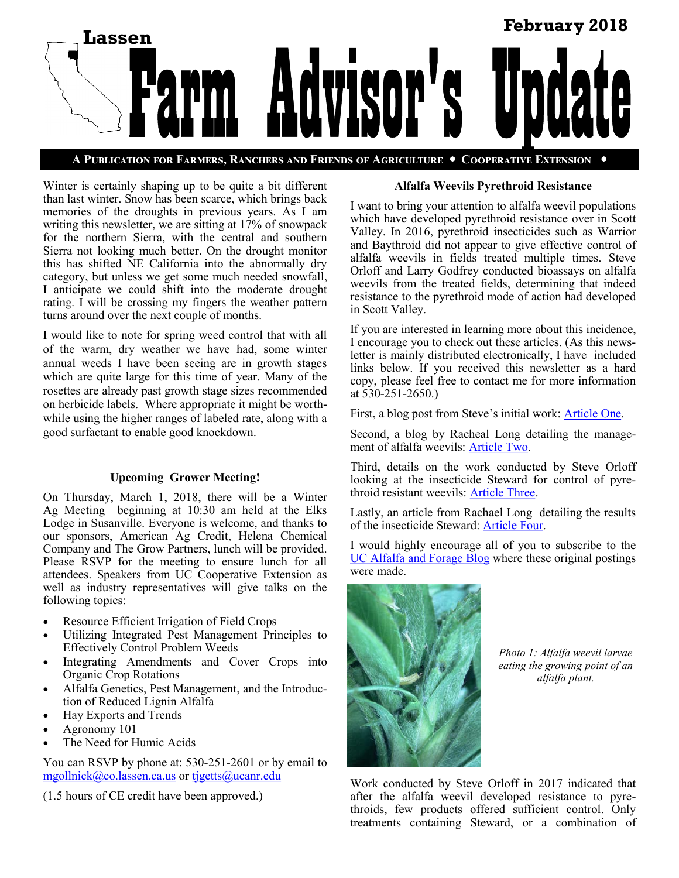# Lassen Farm Advisor's Update

February 2018

**A Publication for Farmers, Ranchers and Friends of Agriculture • Cooperative Extension •**

Winter is certainly shaping up to be quite a bit different than last winter. Snow has been scarce, which brings back memories of the droughts in previous years. As I am writing this newsletter, we are sitting at 17% of snowpack for the northern Sierra, with the central and southern Sierra not looking much better. On the drought monitor this has shifted NE California into the abnormally dry category, but unless we get some much needed snowfall, I anticipate we could shift into the moderate drought rating. I will be crossing my fingers the weather pattern turns around over the next couple of months.

I would like to note for spring weed control that with all of the warm, dry weather we have had, some winter annual weeds I have been seeing are in growth stages which are quite large for this time of year. Many of the rosettes are already past growth stage sizes recommended on herbicide labels. Where appropriate it might be worthwhile using the higher ranges of labeled rate, along with a good surfactant to enable good knockdown.

### Upcoming Grower Meeting!

On Thursday, March 1, 2018, there will be a Winter Ag Meeting beginning at 10:30 am held at the Elks Lodge in Susanville. Everyone is welcome, and thanks to our sponsors, American Ag Credit, Helena Chemical Company and The Grow Partners, lunch will be provided. Please RSVP for the meeting to ensure lunch for all attendees. Speakers from UC Cooperative Extension as well as industry representatives will give talks on the following topics:

- Resource Efficient Irrigation of Field Crops
- Utilizing Integrated Pest Management Principles to Effectively Control Problem Weeds
- Integrating Amendments and Cover Crops into Organic Crop Rotations
- Alfalfa Genetics, Pest Management, and the Introduction of Reduced Lignin Alfalfa
- Hay Exports and Trends
- Agronomy 101
- The Need for Humic Acids

You can RSVP by phone at: 530-251-2601 or by email to mgollnick@co.lassen.ca.us or tjgetts@ucanr.edu

(1.5 hours of CE credit have been approved.)

### Alfalfa Weevils Pyrethroid Resistance

I want to bring your attention to alfalfa weevil populations which have developed pyrethroid resistance over in Scott Valley. In 2016, pyrethroid insecticides such as Warrior and Baythroid did not appear to give effective control of alfalfa weevils in fields treated multiple times. Steve Orloff and Larry Godfrey conducted bioassays on alfalfa weevils from the treated fields, determining that indeed resistance to the pyrethroid mode of action had developed in Scott Valley.

If you are interested in learning more about this incidence, I encourage you to check out these articles. (As this newsletter is mainly distributed electronically, I have included links below. If you received this newsletter as a hard copy, please feel free to contact me for more information at 530-251-2650.)

First, a blog post from Steve's initial work: Article One.

Second, a blog by Racheal Long detailing the management of alfalfa weevils: Article Two.

Third, details on the work conducted by Steve Orloff looking at the insecticide Steward for control of pyrethroid resistant weevils: Article Three.

Lastly, an article from Rachael Long detailing the results of the insecticide Steward: Article Four.

I would highly encourage all of you to subscribe to the UC Alfalfa and Forage Blog where these original postings were made.

*Photo 1: Alfalfa weevil larvae eating the growing point of an alfalfa plant.*

Work conducted by Steve Orloff in 2017 indicated that after the alfalfa weevil developed resistance to pyrethroids, few products offered sufficient control. Only treatments containing Steward, or a combination of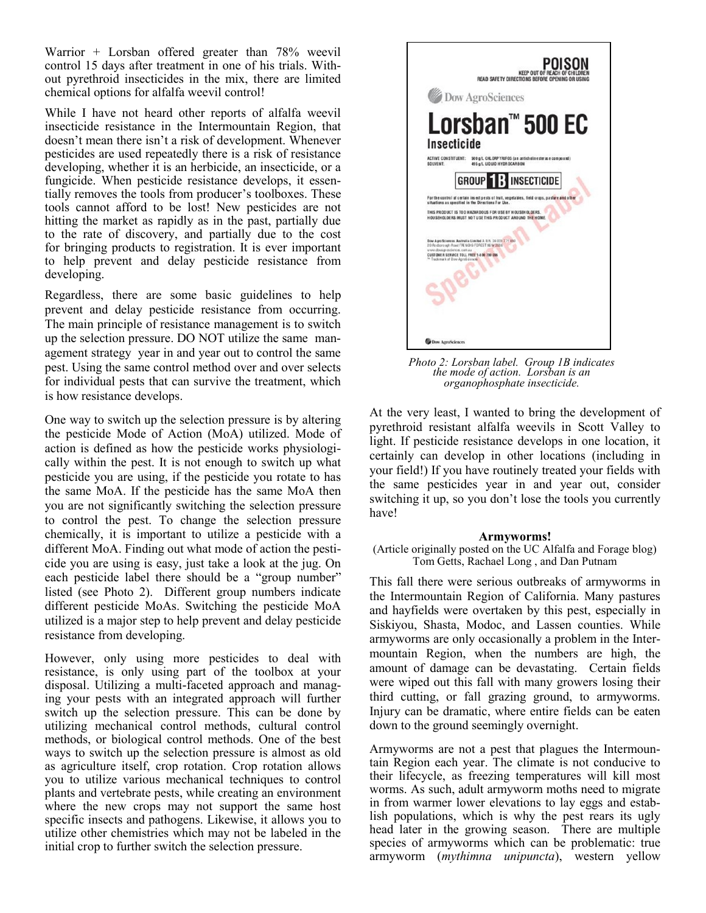Warrior + Lorsban offered greater than 78% weevil control 15 days after treatment in one of his trials. Without pyrethroid insecticides in the mix, there are limited chemical options for alfalfa weevil control!

While I have not heard other reports of alfalfa weevil insecticide resistance in the Intermountain Region, that doesn't mean there isn't a risk of development. Whenever pesticides are used repeatedly there is a risk of resistance developing, whether it is an herbicide, an insecticide, or a fungicide. When pesticide resistance develops, it essentially removes the tools from producer's toolboxes. These tools cannot afford to be lost! New pesticides are not hitting the market as rapidly as in the past, partially due to the rate of discovery, and partially due to the cost for bringing products to registration. It is ever important to help prevent and delay pesticide resistance from developing.

Regardless, there are some basic guidelines to help prevent and delay pesticide resistance from occurring. The main principle of resistance management is to switch up the selection pressure. DO NOT utilize the same management strategy year in and year out to control the same pest. Using the same control method over and over selects for individual pests that can survive the treatment, which is how resistance develops.

One way to switch up the selection pressure is by altering the pesticide Mode of Action (MoA) utilized. Mode of action is defined as how the pesticide works physiologically within the pest. It is not enough to switch up what pesticide you are using, if the pesticide you rotate to has the same MoA. If the pesticide has the same MoA then you are not significantly switching the selection pressure to control the pest. To change the selection pressure chemically, it is important to utilize a pesticide with a different MoA. Finding out what mode of action the pesticide you are using is easy, just take a look at the jug. On each pesticide label there should be a "group number" listed (see Photo 2). Different group numbers indicate different pesticide MoAs. Switching the pesticide MoA utilized is a major step to help prevent and delay pesticide resistance from developing.

However, only using more pesticides to deal with resistance, is only using part of the toolbox at your disposal. Utilizing a multi-faceted approach and managing your pests with an integrated approach will further switch up the selection pressure. This can be done by utilizing mechanical control methods, cultural control methods, or biological control methods. One of the best ways to switch up the selection pressure is almost as old as agriculture itself, crop rotation. Crop rotation allows you to utilize various mechanical techniques to control plants and vertebrate pests, while creating an environment where the new crops may not support the same host specific insects and pathogens. Likewise, it allows you to utilize other chemistries which may not be labeled in the initial crop to further switch the selection pressure.

*Photo 2: Lorsban label. Group 1B indicates the mode of action. Lorsban is an organophosphate insecticide.*

At the very least, I wanted to bring the development of pyrethroid resistant alfalfa weevils in Scott Valley to light. If pesticide resistance develops in one location, it certainly can develop in other locations (including in your field!) If you have routinely treated your fields with the same pesticides year in and year out, consider switching it up, so you don't lose the tools you currently have!

## Armyworms!

(Article originally posted on the UC Alfalfa and Forage blog)
Tom Getts, Rachael Long , and Dan Putnam

This fall there were serious outbreaks of armyworms in the Intermountain Region of California. Many pastures and hayfields were overtaken by this pest, especially in Siskiyou, Shasta, Modoc, and Lassen counties. While armyworms are only occasionally a problem in the Intermountain Region, when the numbers are high, the amount of damage can be devastating. Certain fields were wiped out this fall with many growers losing their third cutting, or fall grazing ground, to armyworms. Injury can be dramatic, where entire fields can be eaten down to the ground seemingly overnight.

Armyworms are not a pest that plagues the Intermountain Region each year. The climate is not conducive to their lifecycle, as freezing temperatures will kill most worms. As such, adult armyworm moths need to migrate in from warmer lower elevations to lay eggs and establish populations, which is why the pest rears its ugly head later in the growing season. There are multiple species of armyworms which can be problematic: true armyworm (*mythimna unipuncta*), western yellow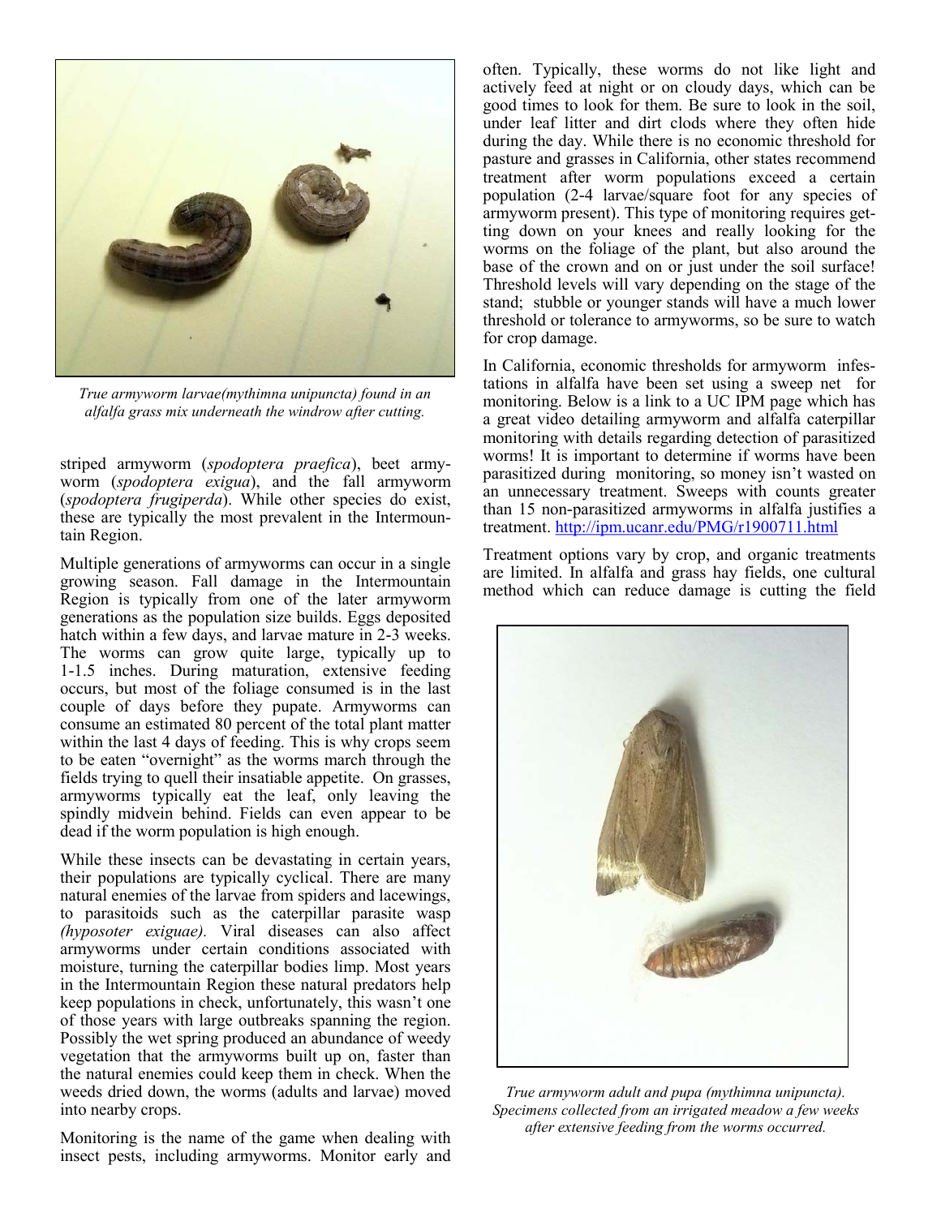*True armyworm larvae(mythimna unipuncta) found in an alfalfa grass mix underneath the windrow after cutting.*

striped armyworm (*spodoptera praefica*), beet armyworm (*spodoptera exigua*), and the fall armyworm (*spodoptera frugiperda*). While other species do exist, these are typically the most prevalent in the Intermountain Region.

Multiple generations of armyworms can occur in a single growing season. Fall damage in the Intermountain Region is typically from one of the later armyworm generations as the population size builds. Eggs deposited hatch within a few days, and larvae mature in 2-3 weeks. The worms can grow quite large, typically up to 1-1.5 inches. During maturation, extensive feeding occurs, but most of the foliage consumed is in the last couple of days before they pupate. Armyworms can consume an estimated 80 percent of the total plant matter within the last 4 days of feeding. This is why crops seem to be eaten "overnight" as the worms march through the fields trying to quell their insatiable appetite. On grasses, armyworms typically eat the leaf, only leaving the spindly midvein behind. Fields can even appear to be dead if the worm population is high enough.

While these insects can be devastating in certain years, their populations are typically cyclical. There are many natural enemies of the larvae from spiders and lacewings, to parasitoids such as the caterpillar parasite wasp *(hyposoter exiguae).* Viral diseases can also affect armyworms under certain conditions associated with moisture, turning the caterpillar bodies limp. Most years in the Intermountain Region these natural predators help keep populations in check, unfortunately, this wasn't one of those years with large outbreaks spanning the region. Possibly the wet spring produced an abundance of weedy vegetation that the armyworms built up on, faster than the natural enemies could keep them in check. When the weeds dried down, the worms (adults and larvae) moved into nearby crops.

Monitoring is the name of the game when dealing with insect pests, including armyworms. Monitor early and often. Typically, these worms do not like light and actively feed at night or on cloudy days, which can be good times to look for them. Be sure to look in the soil, under leaf litter and dirt clods where they often hide during the day. While there is no economic threshold for pasture and grasses in California, other states recommend treatment after worm populations exceed a certain population (2-4 larvae/square foot for any species of armyworm present). This type of monitoring requires getting down on your knees and really looking for the worms on the foliage of the plant, but also around the base of the crown and on or just under the soil surface! Threshold levels will vary depending on the stage of the stand; stubble or younger stands will have a much lower threshold or tolerance to armyworms, so be sure to watch for crop damage.

In California, economic thresholds for armyworm infestations in alfalfa have been set using a sweep net for monitoring. Below is a link to a UC IPM page which has a great video detailing armyworm and alfalfa caterpillar monitoring with details regarding detection of parasitized worms! It is important to determine if worms have been parasitized during monitoring, so money isn't wasted on an unnecessary treatment. Sweeps with counts greater than 15 non-parasitized armyworms in alfalfa justifies a treatment. http://ipm.ucanr.edu/PMG/r1900711.html

Treatment options vary by crop, and organic treatments are limited. In alfalfa and grass hay fields, one cultural method which can reduce damage is cutting the field

*True armyworm adult and pupa (mythimna unipuncta). Specimens collected from an irrigated meadow a few weeks after extensive feeding from the worms occurred.*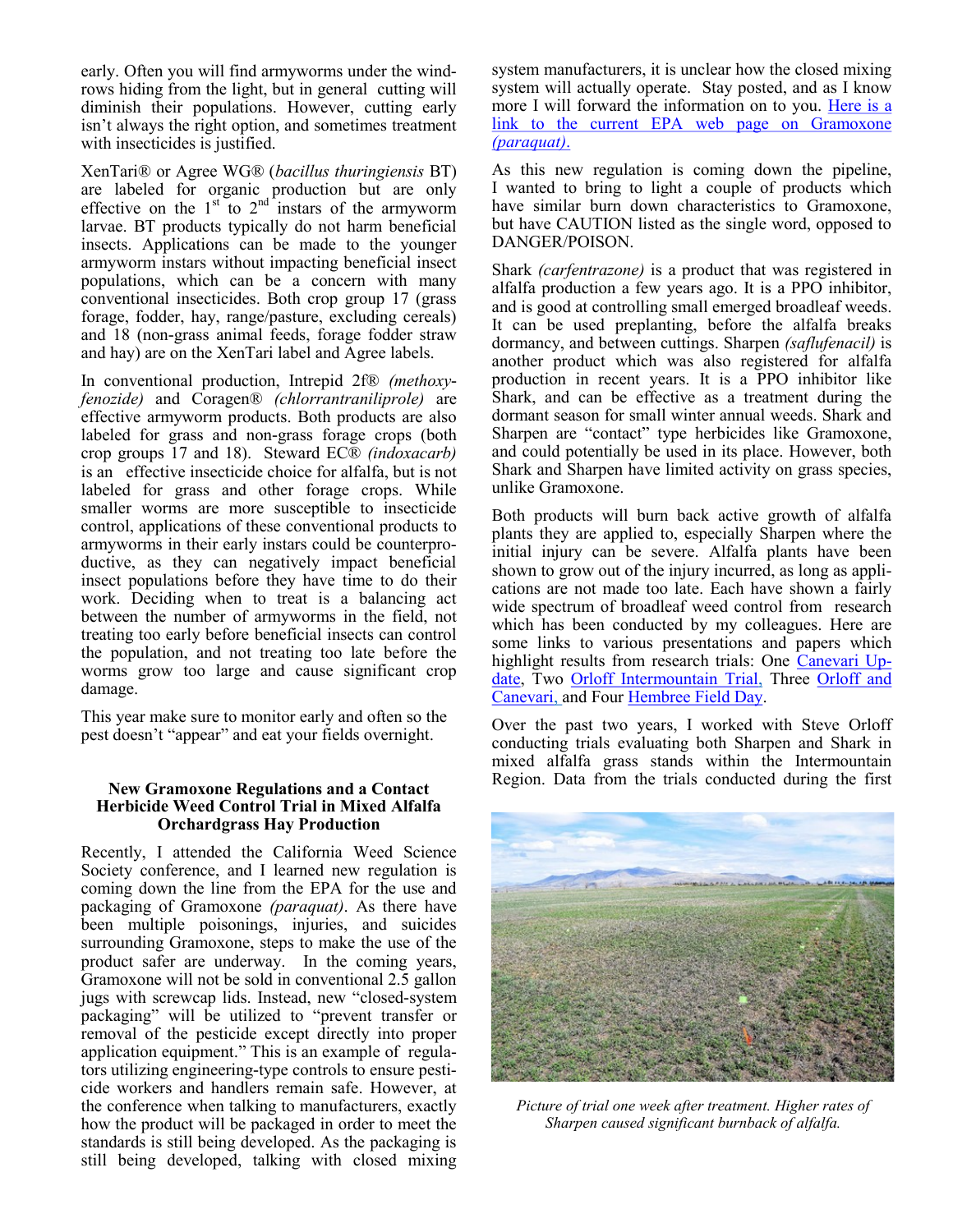early. Often you will find armyworms under the windrows hiding from the light, but in general cutting will diminish their populations. However, cutting early isn't always the right option, and sometimes treatment with insecticides is justified.

XenTari® or Agree WG® (*bacillus thuringiensis* BT) are labeled for organic production but are only effective on the 1st to 2nd instars of the armyworm larvae. BT products typically do not harm beneficial insects. Applications can be made to the younger armyworm instars without impacting beneficial insect populations, which can be a concern with many conventional insecticides. Both crop group 17 (grass forage, fodder, hay, range/pasture, excluding cereals) and 18 (non-grass animal feeds, forage fodder straw and hay) are on the XenTari label and Agree labels.

In conventional production, Intrepid 2f® *(methoxyfenozide)* and Coragen® *(chlorrantraniliprole)* are effective armyworm products. Both products are also labeled for grass and non-grass forage crops (both crop groups 17 and 18). Steward EC® *(indoxacarb)* is an effective insecticide choice for alfalfa, but is not labeled for grass and other forage crops. While smaller worms are more susceptible to insecticide control, applications of these conventional products to armyworms in their early instars could be counterproductive, as they can negatively impact beneficial insect populations before they have time to do their work. Deciding when to treat is a balancing act between the number of armyworms in the field, not treating too early before beneficial insects can control the population, and not treating too late before the worms grow too large and cause significant crop damage.

This year make sure to monitor early and often so the pest doesn't "appear" and eat your fields overnight.

### New Gramoxone Regulations and a Contact Herbicide Weed Control Trial in Mixed Alfalfa Orchardgrass Hay Production

Recently, I attended the California Weed Science Society conference, and I learned new regulation is coming down the line from the EPA for the use and packaging of Gramoxone *(paraquat)*. As there have been multiple poisonings, injuries, and suicides surrounding Gramoxone, steps to make the use of the product safer are underway. In the coming years, Gramoxone will not be sold in conventional 2.5 gallon jugs with screwcap lids. Instead, new "closed-system packaging" will be utilized to "prevent transfer or removal of the pesticide except directly into proper application equipment." This is an example of regulators utilizing engineering-type controls to ensure pesticide workers and handlers remain safe. However, at the conference when talking to manufacturers, exactly how the product will be packaged in order to meet the standards is still being developed. As the packaging is still being developed, talking with closed mixing system manufacturers, it is unclear how the closed mixing system will actually operate. Stay posted, and as I know more I will forward the information on to you. Here is a link to the current EPA web page on Gramoxone *(paraquat)*.

As this new regulation is coming down the pipeline, I wanted to bring to light a couple of products which have similar burn down characteristics to Gramoxone, but have CAUTION listed as the single word, opposed to DANGER/POISON.

Shark *(carfentrazone)* is a product that was registered in alfalfa production a few years ago. It is a PPO inhibitor, and is good at controlling small emerged broadleaf weeds. It can be used preplanting, before the alfalfa breaks dormancy, and between cuttings. Sharpen *(saflufenacil)* is another product which was also registered for alfalfa production in recent years. It is a PPO inhibitor like Shark, and can be effective as a treatment during the dormant season for small winter annual weeds. Shark and Sharpen are "contact" type herbicides like Gramoxone, and could potentially be used in its place. However, both Shark and Sharpen have limited activity on grass species, unlike Gramoxone.

Both products will burn back active growth of alfalfa plants they are applied to, especially Sharpen where the initial injury can be severe. Alfalfa plants have been shown to grow out of the injury incurred, as long as applications are not made too late. Each have shown a fairly wide spectrum of broadleaf weed control from research which has been conducted by my colleagues. Here are some links to various presentations and papers which highlight results from research trials: One Canevari Update, Two Orloff Intermountain Trial, Three Orloff and Canevari, and Four Hembree Field Day.

Over the past two years, I worked with Steve Orloff conducting trials evaluating both Sharpen and Shark in mixed alfalfa grass stands within the Intermountain Region. Data from the trials conducted during the first

*Picture of trial one week after treatment. Higher rates of Sharpen caused significant burnback of alfalfa.*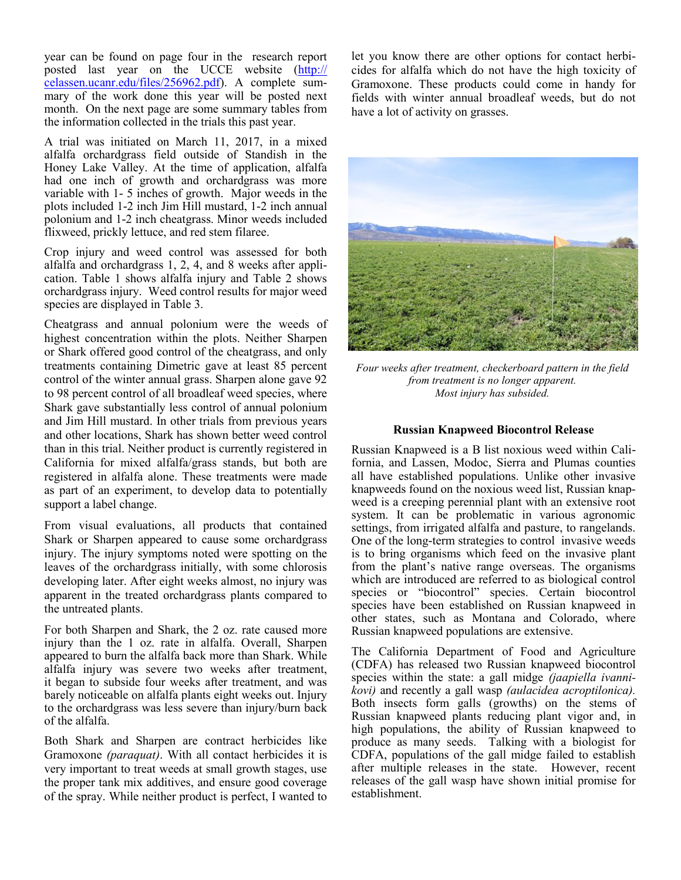year can be found on page four in the research report posted last year on the UCCE website (http://celassen.ucanr.edu/files/256962.pdf). A complete summary of the work done this year will be posted next month. On the next page are some summary tables from the information collected in the trials this past year.

A trial was initiated on March 11, 2017, in a mixed alfalfa orchardgrass field outside of Standish in the Honey Lake Valley. At the time of application, alfalfa had one inch of growth and orchardgrass was more variable with 1- 5 inches of growth. Major weeds in the plots included 1-2 inch Jim Hill mustard, 1-2 inch annual polonium and 1-2 inch cheatgrass. Minor weeds included flixweed, prickly lettuce, and red stem filaree.

Crop injury and weed control was assessed for both alfalfa and orchardgrass 1, 2, 4, and 8 weeks after application. Table 1 shows alfalfa injury and Table 2 shows orchardgrass injury. Weed control results for major weed species are displayed in Table 3.

Cheatgrass and annual polonium were the weeds of highest concentration within the plots. Neither Sharpen or Shark offered good control of the cheatgrass, and only treatments containing Dimetric gave at least 85 percent control of the winter annual grass. Sharpen alone gave 92 to 98 percent control of all broadleaf weed species, where Shark gave substantially less control of annual polonium and Jim Hill mustard. In other trials from previous years and other locations, Shark has shown better weed control than in this trial. Neither product is currently registered in California for mixed alfalfa/grass stands, but both are registered in alfalfa alone. These treatments were made as part of an experiment, to develop data to potentially support a label change.

From visual evaluations, all products that contained Shark or Sharpen appeared to cause some orchardgrass injury. The injury symptoms noted were spotting on the leaves of the orchardgrass initially, with some chlorosis developing later. After eight weeks almost, no injury was apparent in the treated orchardgrass plants compared to the untreated plants.

For both Sharpen and Shark, the 2 oz. rate caused more injury than the 1 oz. rate in alfalfa. Overall, Sharpen appeared to burn the alfalfa back more than Shark. While alfalfa injury was severe two weeks after treatment, it began to subside four weeks after treatment, and was barely noticeable on alfalfa plants eight weeks out. Injury to the orchardgrass was less severe than injury/burn back of the alfalfa.

Both Shark and Sharpen are contract herbicides like Gramoxone *(paraquat)*. With all contact herbicides it is very important to treat weeds at small growth stages, use the proper tank mix additives, and ensure good coverage of the spray. While neither product is perfect, I wanted to let you know there are other options for contact herbicides for alfalfa which do not have the high toxicity of Gramoxone. These products could come in handy for fields with winter annual broadleaf weeds, but do not have a lot of activity on grasses.

*Four weeks after treatment, checkerboard pattern in the field from treatment is no longer apparent. Most injury has subsided.*

### Russian Knapweed Biocontrol Release

Russian Knapweed is a B list noxious weed within California, and Lassen, Modoc, Sierra and Plumas counties all have established populations. Unlike other invasive knapweeds found on the noxious weed list, Russian knapweed is a creeping perennial plant with an extensive root system. It can be problematic in various agronomic settings, from irrigated alfalfa and pasture, to rangelands. One of the long-term strategies to control invasive weeds is to bring organisms which feed on the invasive plant from the plant's native range overseas. The organisms which are introduced are referred to as biological control species or "biocontrol" species. Certain biocontrol species have been established on Russian knapweed in other states, such as Montana and Colorado, where Russian knapweed populations are extensive.

The California Department of Food and Agriculture (CDFA) has released two Russian knapweed biocontrol species within the state: a gall midge *(jaapiella ivannikovi)* and recently a gall wasp *(aulacidea acroptilonica).* Both insects form galls (growths) on the stems of Russian knapweed plants reducing plant vigor and, in high populations, the ability of Russian knapweed to produce as many seeds. Talking with a biologist for CDFA, populations of the gall midge failed to establish after multiple releases in the state. However, recent releases of the gall wasp have shown initial promise for establishment.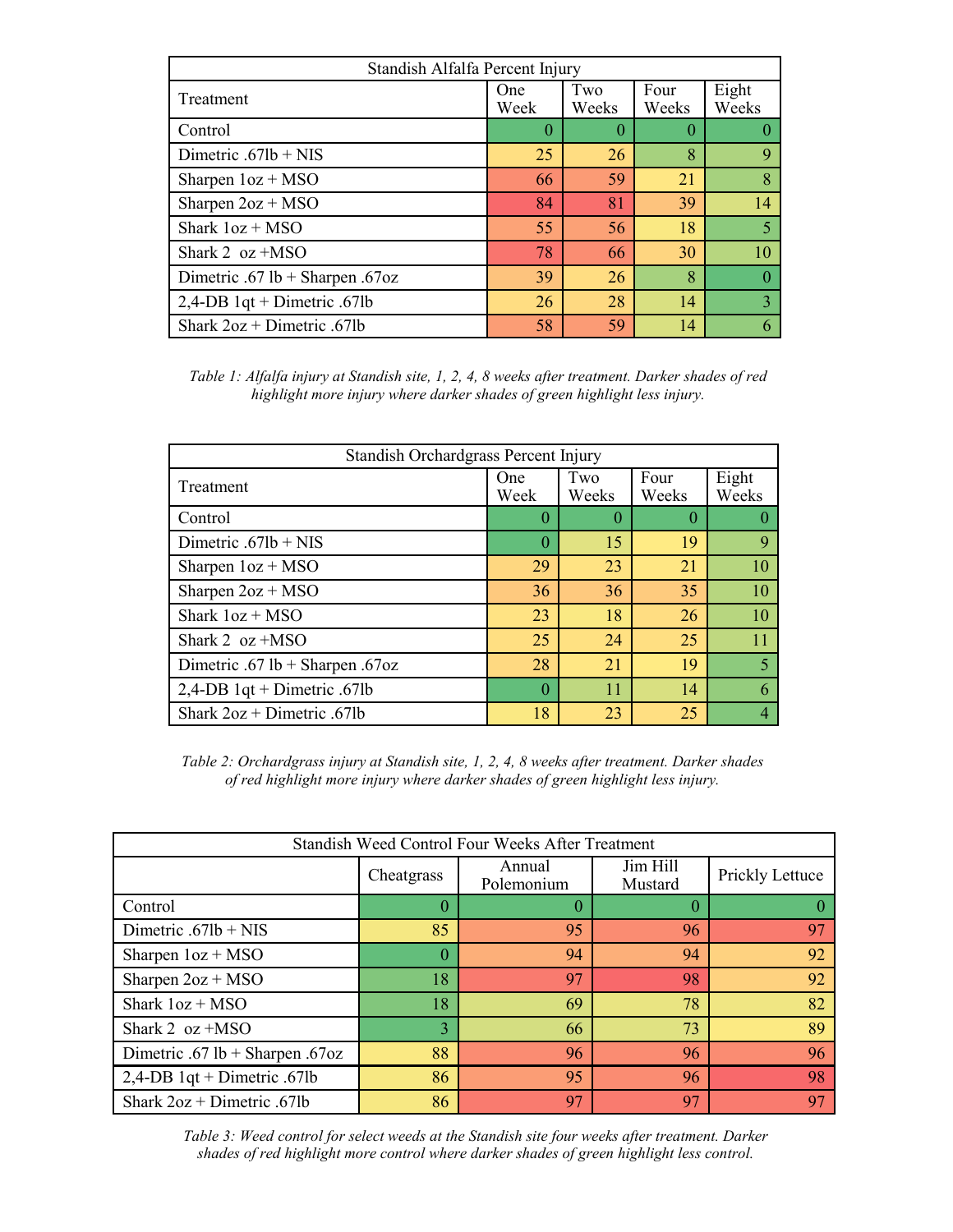| Standish Alfalfa Percent Injury | | | | |
|---|---|---|---|---|
| Treatment | One Week | Two Weeks | Four Weeks | Eight Weeks |
| Control | 0 | 0 | 0 | 0 |
| Dimetric .67lb + NIS | 25 | 26 | 8 | 9 |
| Sharpen 1oz + MSO | 66 | 59 | 21 | 8 |
| Sharpen 2oz + MSO | 84 | 81 | 39 | 14 |
| Shark 1oz + MSO | 55 | 56 | 18 | 5 |
| Shark 2 oz +MSO | 78 | 66 | 30 | 10 |
| Dimetric .67 lb + Sharpen .67oz | 39 | 26 | 8 | 0 |
| 2,4-DB 1qt + Dimetric .67lb | 26 | 28 | 14 | 3 |
| Shark 2oz + Dimetric .67lb | 58 | 59 | 14 | 6 |

*Table 1: Alfalfa injury at Standish site, 1, 2, 4, 8 weeks after treatment. Darker shades of red highlight more injury where darker shades of green highlight less injury.*

| Standish Orchardgrass Percent Injury | | | | |
|---|---|---|---|---|
| Treatment | One Week | Two Weeks | Four Weeks | Eight Weeks |
| Control | 0 | 0 | 0 | 0 |
| Dimetric .67lb + NIS | 0 | 15 | 19 | 9 |
| Sharpen 1oz + MSO | 29 | 23 | 21 | 10 |
| Sharpen 2oz + MSO | 36 | 36 | 35 | 10 |
| Shark 1oz + MSO | 23 | 18 | 26 | 10 |
| Shark 2 oz +MSO | 25 | 24 | 25 | 11 |
| Dimetric .67 lb + Sharpen .67oz | 28 | 21 | 19 | 5 |
| 2,4-DB 1qt + Dimetric .67lb | 0 | 11 | 14 | 6 |
| Shark 2oz + Dimetric .67lb | 18 | 23 | 25 | 4 |

*Table 2: Orchardgrass injury at Standish site, 1, 2, 4, 8 weeks after treatment. Darker shades of red highlight more injury where darker shades of green highlight less injury.*

| Standish Weed Control Four Weeks After Treatment | | | | |
|---|---|---|---|---|
| | Cheatgrass | Annual Polemonium | Jim Hill Mustard | Prickly Lettuce |
| Control | 0 | 0 | 0 | 0 |
| Dimetric .67lb + NIS | 85 | 95 | 96 | 97 |
| Sharpen 1oz + MSO | 0 | 94 | 94 | 92 |
| Sharpen 2oz + MSO | 18 | 97 | 98 | 92 |
| Shark 1oz + MSO | 18 | 69 | 78 | 82 |
| Shark 2 oz +MSO | 3 | 66 | 73 | 89 |
| Dimetric .67 lb + Sharpen .67oz | 88 | 96 | 96 | 96 |
| 2,4-DB 1qt + Dimetric .67lb | 86 | 95 | 96 | 98 |
| Shark 2oz + Dimetric .67lb | 86 | 97 | 97 | 97 |

*Table 3: Weed control for select weeds at the Standish site four weeks after treatment. Darker shades of red highlight more control where darker shades of green highlight less control.*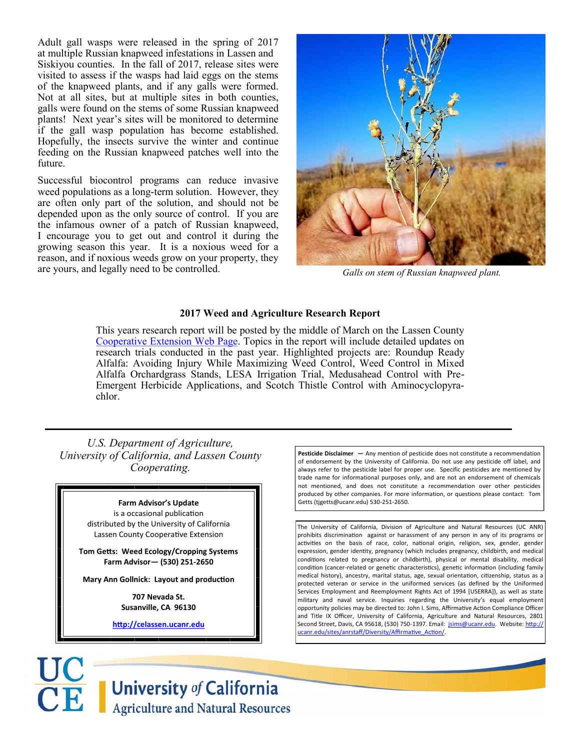Adult gall wasps were released in the spring of 2017 at multiple Russian knapweed infestations in Lassen and Siskiyou counties. In the fall of 2017, release sites were visited to assess if the wasps had laid eggs on the stems of the knapweed plants, and if any galls were formed. Not at all sites, but at multiple sites in both counties, galls were found on the stems of some Russian knapweed plants! Next year's sites will be monitored to determine if the gall wasp population has become established. Hopefully, the insects survive the winter and continue feeding on the Russian knapweed patches well into the future.

Successful biocontrol programs can reduce invasive weed populations as a long-term solution. However, they are often only part of the solution, and should not be depended upon as the only source of control. If you are the infamous owner of a patch of Russian knapweed, I encourage you to get out and control it during the growing season this year. It is a noxious weed for a reason, and if noxious weeds grow on your property, they are yours, and legally need to be controlled.

*Galls on stem of Russian knapweed plant.*

## 2017 Weed and Agriculture Research Report

This years research report will be posted by the middle of March on the Lassen County Cooperative Extension Web Page. Topics in the report will include detailed updates on research trials conducted in the past year. Highlighted projects are: Roundup Ready Alfalfa: Avoiding Injury While Maximizing Weed Control, Weed Control in Mixed Alfalfa Orchardgrass Stands, LESA Irrigation Trial, Medusahead Control with Pre-Emergent Herbicide Applications, and Scotch Thistle Control with Aminocyclopyrachlor.

---

*U.S. Department of Agriculture, University of California, and Lassen County Cooperating.*

**Farm Advisor's Update**
is a occasional publication
distributed by the University of California
Lassen County Cooperative Extension

**Tom Getts: Weed Ecology/Cropping Systems Farm Advisor— (530) 251-2650**

**Mary Ann Gollnick: Layout and production**

**707 Nevada St.**
**Susanville, CA 96130**

**http://celassen.ucanr.edu**

**Pesticide Disclaimer —** Any mention of pesticide does not constitute a recommendation of endorsement by the University of California. Do not use any pesticide off label, and always refer to the pesticide label for proper use. Specific pesticides are mentioned by trade name for informational purposes only, and are not an endorsement of chemicals not mentioned, and does not constitute a recommendation over other pesticides produced by other companies. For more information, or questions please contact: Tom Getts (tjgetts@ucanr.edu) 530-251-2650.

The University of California, Division of Agriculture and Natural Resources (UC ANR) prohibits discrimination against or harassment of any person in any of its programs or activities on the basis of race, color, national origin, religion, sex, gender, gender expression, gender identity, pregnancy (which includes pregnancy, childbirth, and medical conditions related to pregnancy or childbirth), physical or mental disability, medical condition (cancer-related or genetic characteristics), genetic information (including family medical history), ancestry, marital status, age, sexual orientation, citizenship, status as a protected veteran or service in the uniformed services (as defined by the Uniformed Services Employment and Reemployment Rights Act of 1994 [USERRA]), as well as state military and naval service. Inquiries regarding the University's equal employment opportunity policies may be directed to: John I. Sims, Affirmative Action Compliance Officer and Title IX Officer, University of California, Agriculture and Natural Resources, 2801 Second Street, Davis, CA 95618, (530) 750-1397. Email: jsims@ucanr.edu. Website: http://ucanr.edu/sites/anrstaff/Diversity/Affirmative_Action/.

UC CE University of California Agriculture and Natural Resources